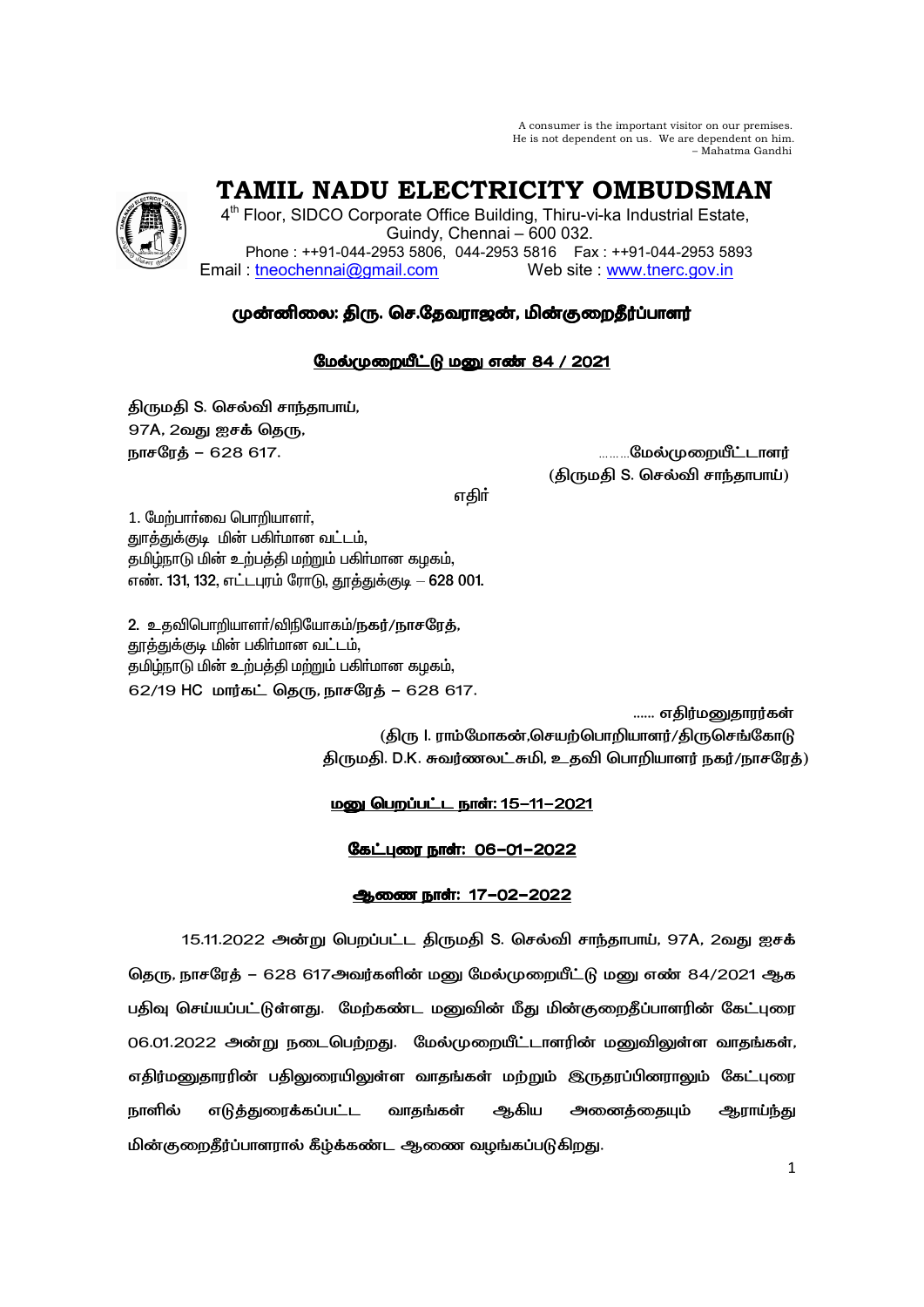A consumer is the important visitor on our premises.
He is not dependent on us. We are dependent on him.
– Mahatma Gandhi

# TAMIL NADU ELECTRICITY OMBUDSMAN

4th Floor, SIDCO Corporate Office Building, Thiru-vi-ka Industrial Estate,
Guindy, Chennai – 600 032.
Phone : ++91-044-2953 5806, 044-2953 5816 Fax : ++91-044-2953 5893
Email : tneochennai@gmail.com Web site : www.tnerc.gov.in

## முன்னிலை: திரு. செ.தேவராஜன், மின்குறைதீர்ப்பாளர்

### மேல்முறையீட்டு மனு எண் 84 / 2021

திருமதி S. செல்வி சாந்தாபாய்,
97A, 2வது ஐசக் தெரு,
நாசரேத் – 628 617. ………மேல்முறையீட்டாளர்
(திருமதி S. செல்வி சாந்தாபாய்)

எதிர்

1. மேற்பார்வை பொறியாளர்,
தூத்துக்குடி மின் பகிர்மான வட்டம்,
தமிழ்நாடு மின் உற்பத்தி மற்றும் பகிர்மான கழகம்,
எண். 131, 132, எட்டபுரம் ரோடு, தூத்துக்குடி – 628 001.

2. உதவிபொறியாளர்/விநியோகம்/நகர்/நாசரேத்,
தூத்துக்குடி மின் பகிர்மான வட்டம்,
தமிழ்நாடு மின் உற்பத்தி மற்றும் பகிர்மான கழகம்,
62/19 HC மார்கட் தெரு, நாசரேத் – 628 617.

...... எதிர்மனுதாரர்கள்
(திரு I. ராம்மோகன்,செயற்பொறியாளர்/திருசெங்கோடு
திருமதி. D.K. சுவர்ணலட்சுமி, உதவி பொறியாளர் நகர்/நாசரேத்)

**மனு பெறப்பட்ட நாள்: 15-11-2021**

**கேட்புரை நாள்: 06-01-2022**

**ஆணை நாள்: 17-02-2022**

15.11.2022 அன்று பெறப்பட்ட திருமதி S. செல்வி சாந்தாபாய், 97A, 2வது ஐசக் தெரு, நாசரேத் – 628 617அவர்களின் மனு மேல்முறையீட்டு மனு எண் 84/2021 ஆக பதிவு செய்யப்பட்டுள்ளது. மேற்கண்ட மனுவின் மீது மின்குறைதீப்பாளரின் கேட்புரை 06.01.2022 அன்று நடைபெற்றது. மேல்முறையீட்டாளரின் மனுவிலுள்ள வாதங்கள், எதிர்மனுதாரரின் பதிலுரையிலுள்ள வாதங்கள் மற்றும் இருதரப்பினராலும் கேட்புரை நாளில் எடுத்துரைக்கப்பட்ட வாதங்கள் ஆகிய அனைத்தையும் ஆராய்ந்து மின்குறைதீர்ப்பாளரால் கீழ்க்கண்ட ஆணை வழங்கப்படுகிறது.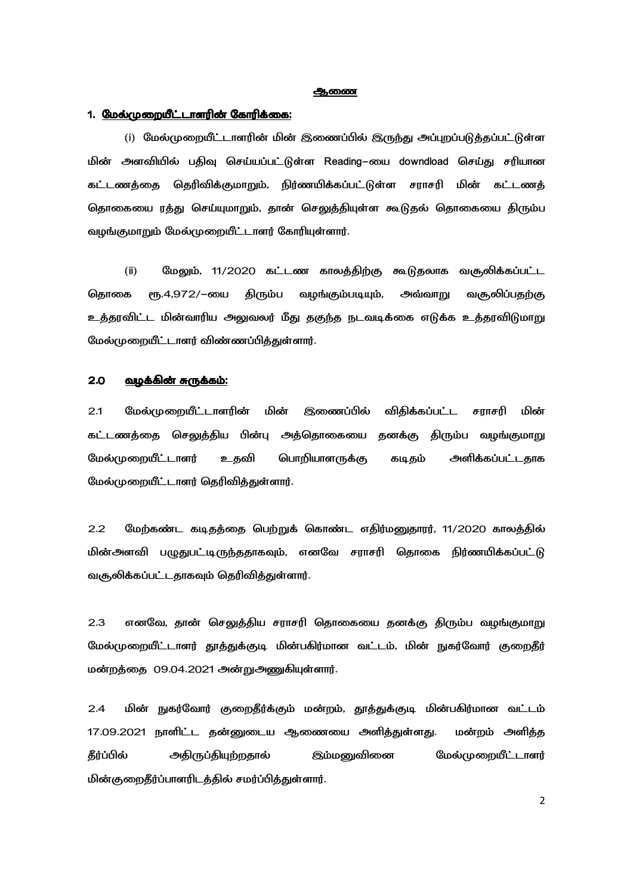## ஆணை

### 1. மேல்முறையீட்டாளரின் கோரிக்கை:

(i) மேல்முறையீட்டாளரின் மின் இணைப்பில் இருந்து அப்புறப்படுத்தப்பட்டுள்ள மின் அளவியில் பதிவு செய்யப்பட்டுள்ள Reading–யை downdload செய்து சரியான கட்டணத்தை தெரிவிக்குமாறும், நிர்ணயிக்கப்பட்டுள்ள சராசரி மின் கட்டணத் தொகையை ரத்து செய்யுமாறும், தான் செலுத்தியுள்ள கூடுதல் தொகையை திரும்ப வழங்குமாறும் மேல்முறையீட்டாளர் கோரியுள்ளார்.

(ii) மேலும், 11/2020 கட்டண காலத்திற்கு கூடுதலாக வசூலிக்கப்பட்ட தொகை ரூ.4,972/–யை திரும்ப வழங்கும்படியும், அவ்வாறு வசூலிப்பதற்கு உத்தரவிட்ட மின்வாரிய அலுவலர் மீது தகுந்த நடவடிக்கை எடுக்க உத்தரவிடுமாறு மேல்முறையீட்டாளர் விண்ணப்பித்துள்ளார்.

### 2.0 வழக்கின் சுருக்கம்:

2.1 மேல்முறையீட்டாளரின் மின் இணைப்பில் விதிக்கப்பட்ட சராசரி மின் கட்டணத்தை செலுத்திய பின்பு அத்தொகையை தனக்கு திரும்ப வழங்குமாறு மேல்முறையீட்டாளர் உதவி பொறியாளருக்கு கடிதம் அளிக்கப்பட்டதாக மேல்முறையீட்டாளர் தெரிவித்துள்ளார்.

2.2 மேற்கண்ட கடிதத்தை பெற்றுக் கொண்ட எதிர்மனுதாரர், 11/2020 காலத்தில் மின்அளவி பழுதுபட்டிருந்ததாகவும், எனவே சராசரி தொகை நிர்ணயிக்கப்பட்டு வசூலிக்கப்பட்டதாகவும் தெரிவித்துள்ளார்.

2.3 எனவே, தான் செலுத்திய சராசரி தொகையை தனக்கு திரும்ப வழங்குமாறு மேல்முறையீட்டாளர் தூத்துக்குடி மின்பகிர்மான வட்டம், மின் நுகர்வோர் குறைதீர் மன்றத்தை 09.04.2021 அன்றுஅணுகியுள்ளார்.

2.4 மின் நுகர்வோர் குறைதீர்க்கும் மன்றம், தூத்துக்குடி மின்பகிர்மான வட்டம் 17.09.2021 நாளிட்ட தன்னுடைய ஆணையை அளித்துள்ளது. மன்றம் அளித்த தீர்ப்பில் அதிருப்தியுற்றதால் இம்மனுவினை மேல்முறையீட்டாளர் மின்குறைதீர்ப்பாளரிடத்தில் சமர்ப்பித்துள்ளார்.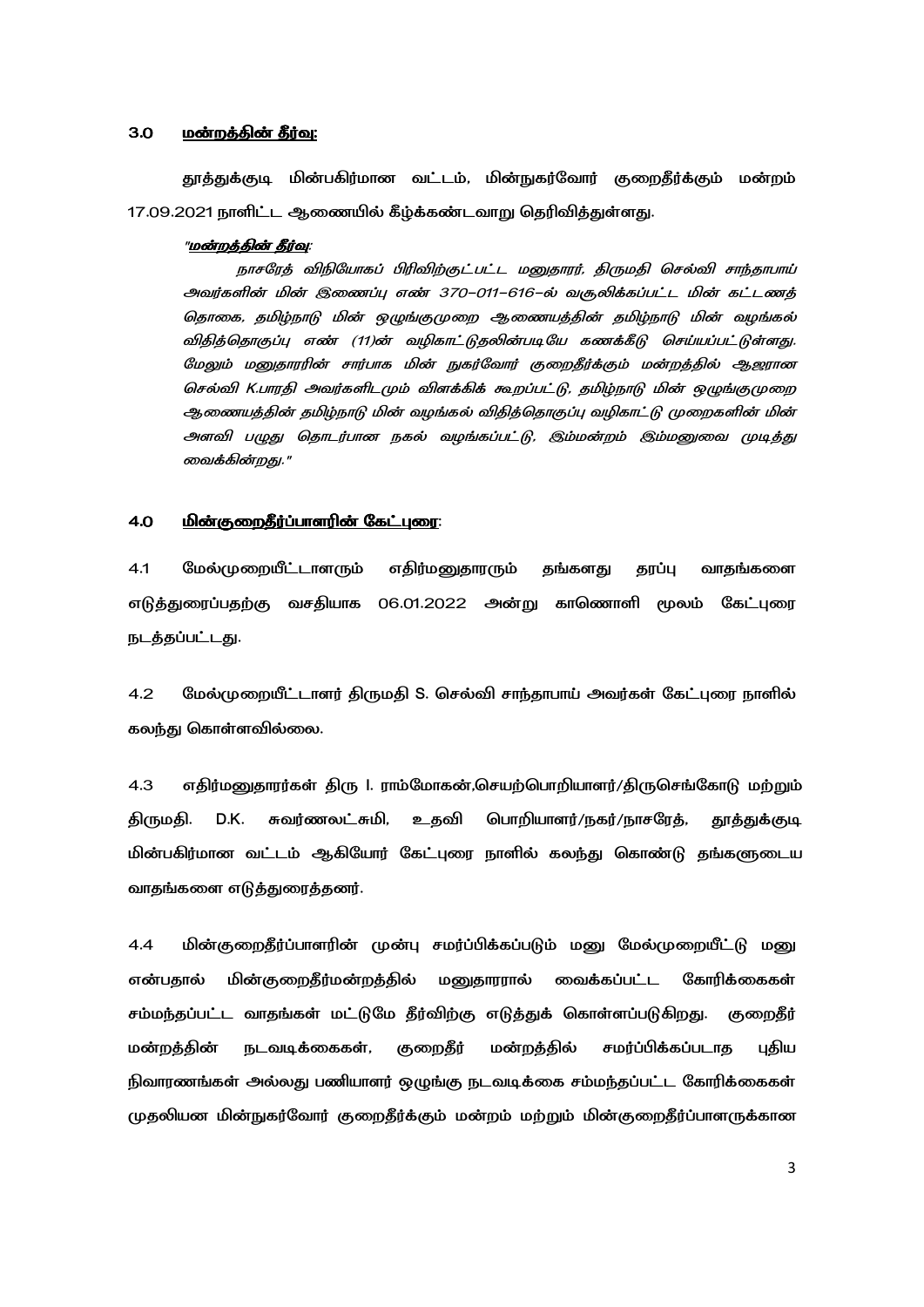**3.0 <u>மன்றத்தின் தீர்வு:</u>**

தூத்துக்குடி மின்பகிர்மான வட்டம், மின்நுகர்வோர் குறைதீர்க்கும் மன்றம் 17.09.2021 நாளிட்ட ஆணையில் கீழ்க்கண்டவாறு தெரிவித்துள்ளது.

*"<u>**மன்றத்தின் தீர்வு**</u>:*

*நாசரேத் விநியோகப் பிரிவிற்குட்பட்ட மனுதாரர், திருமதி செல்வி சாந்தாபாய் அவர்களின் மின் இணைப்பு எண் 370-011-616-ல் வசூலிக்கப்பட்ட மின் கட்டணத் தொகை, தமிழ்நாடு மின் ஒழுங்குமுறை ஆணையத்தின் தமிழ்நாடு மின் வழங்கல் விதித்தொகுப்பு எண் (11)ன் வழிகாட்டுதலின்படியே கணக்கீடு செய்யப்பட்டுள்ளது. மேலும் மனுதாரரின் சார்பாக மின் நுகர்வோர் குறைதீர்க்கும் மன்றத்தில் ஆஜரான செல்வி K.பாரதி அவர்களிடமும் விளக்கிக் கூறப்பட்டு, தமிழ்நாடு மின் ஒழுங்குமுறை ஆணையத்தின் தமிழ்நாடு மின் வழங்கல் விதித்தொகுப்பு வழிகாட்டு முறைகளின் மின் அளவி பழுது தொடர்பான நகல் வழங்கப்பட்டு, இம்மன்றம் இம்மனுவை முடித்து வைக்கின்றது."*

**4.0 <u>மின்குறைதீர்ப்பாளரின் கேட்புரை</u>:**

4.1 மேல்முறையீட்டாளரும் எதிர்மனுதாரரும் தங்களது தரப்பு வாதங்களை எடுத்துரைப்பதற்கு வசதியாக 06.01.2022 அன்று காணொளி மூலம் கேட்புரை நடத்தப்பட்டது.

4.2 மேல்முறையீட்டாளர் திருமதி S. செல்வி சாந்தாபாய் அவர்கள் கேட்புரை நாளில் கலந்து கொள்ளவில்லை.

4.3 எதிர்மனுதாரர்கள் திரு I. ராம்மோகன்,செயற்பொறியாளர்/திருசெங்கோடு மற்றும் திருமதி. D.K. சுவர்ணலட்சுமி, உதவி பொறியாளர்/நகர்/நாசரேத், தூத்துக்குடி மின்பகிர்மான வட்டம் ஆகியோர் கேட்புரை நாளில் கலந்து கொண்டு தங்களுடைய வாதங்களை எடுத்துரைத்தனர்.

4.4 மின்குறைதீர்ப்பாளரின் முன்பு சமர்ப்பிக்கப்படும் மனு மேல்முறையீட்டு மனு என்பதால் மின்குறைதீர்மன்றத்தில் மனுதாரரால் வைக்கப்பட்ட கோரிக்கைகள் சம்மந்தப்பட்ட வாதங்கள் மட்டுமே தீர்விற்கு எடுத்துக் கொள்ளப்படுகிறது. குறைதீர் மன்றத்தின் நடவடிக்கைகள், குறைதீர் மன்றத்தில் சமர்ப்பிக்கப்படாத புதிய நிவாரணங்கள் அல்லது பணியாளர் ஒழுங்கு நடவடிக்கை சம்மந்தப்பட்ட கோரிக்கைகள் முதலியன மின்நுகர்வோர் குறைதீர்க்கும் மன்றம் மற்றும் மின்குறைதீர்ப்பாளருக்கான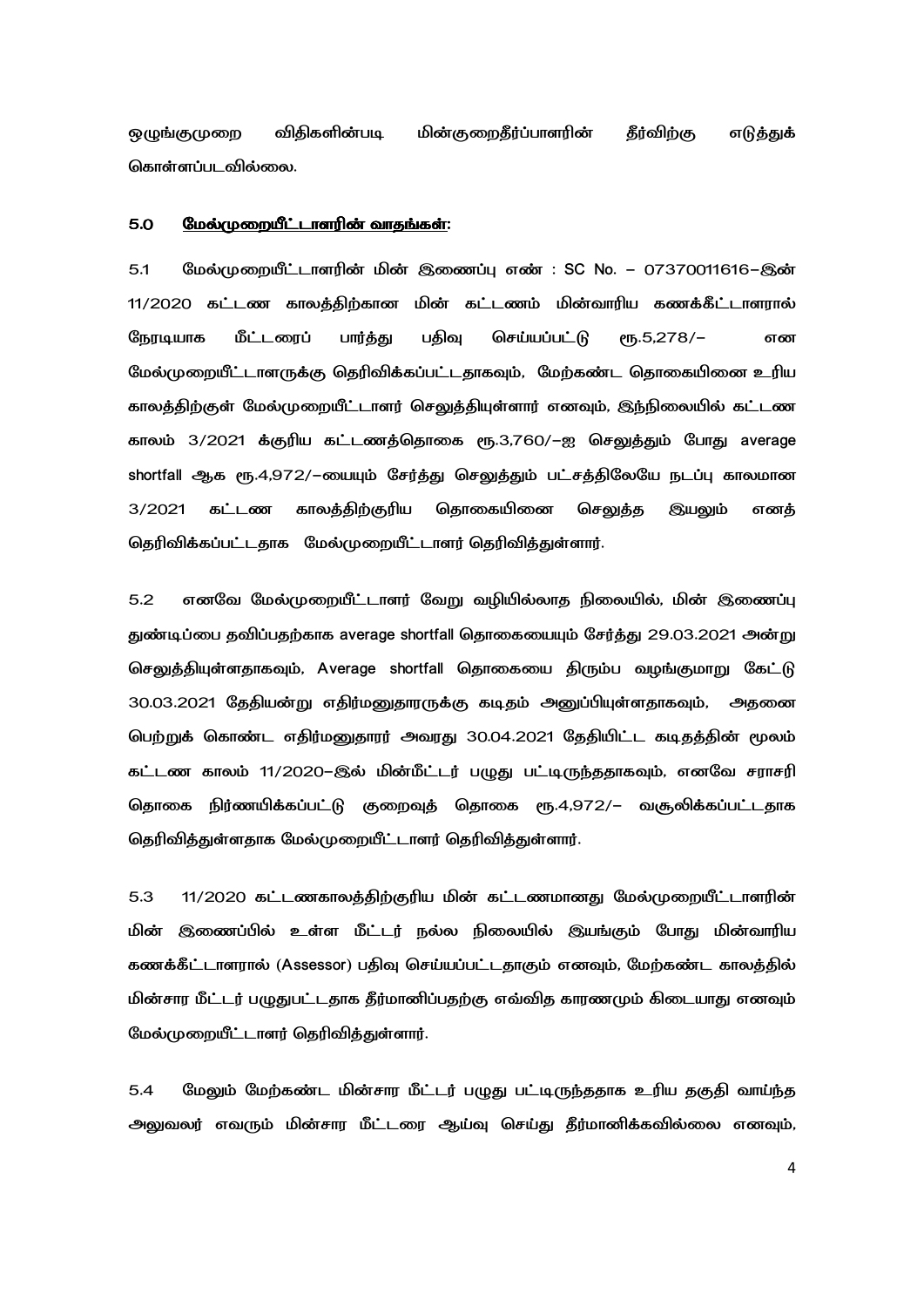ஒழுங்குமுறை விதிகளின்படி மின்குறைதீர்ப்பாளரின் தீர்விற்கு எடுத்துக் கொள்ளப்படவில்லை.

## 5.0 <u>மேல்முறையீட்டாளரின் வாதங்கள்:</u>

5.1 மேல்முறையீட்டாளரின் மின் இணைப்பு எண் : SC No. – 07370011616–இன் 11/2020 கட்டண காலத்திற்கான மின் கட்டணம் மின்வாரிய கணக்கீட்டாளரால் நேரடியாக மீட்டரைப் பார்த்து பதிவு செய்யப்பட்டு ரூ.5,278/– என மேல்முறையீட்டாளருக்கு தெரிவிக்கப்பட்டதாகவும், மேற்கண்ட தொகையினை உரிய காலத்திற்குள் மேல்முறையீட்டாளர் செலுத்தியுள்ளார் எனவும், இந்நிலையில் கட்டண காலம் 3/2021 க்குரிய கட்டணத்தொகை ரூ.3,760/–ஐ செலுத்தும் போது average shortfall ஆக ரூ.4,972/–யையும் சேர்த்து செலுத்தும் பட்சத்திலேயே நடப்பு காலமான 3/2021 கட்டண காலத்திற்குரிய தொகையினை செலுத்த இயலும் எனத் தெரிவிக்கப்பட்டதாக மேல்முறையீட்டாளர் தெரிவித்துள்ளார்.

5.2 எனவே மேல்முறையீட்டாளர் வேறு வழியில்லாத நிலையில், மின் இணைப்பு துண்டிப்பை தவிப்பதற்காக average shortfall தொகையையும் சேர்த்து 29.03.2021 அன்று செலுத்தியுள்ளதாகவும், Average shortfall தொகையை திரும்ப வழங்குமாறு கேட்டு 30.03.2021 தேதியன்று எதிர்மனுதாரருக்கு கடிதம் அனுப்பியுள்ளதாகவும், அதனை பெற்றுக் கொண்ட எதிர்மனுதாரர் அவரது 30.04.2021 தேதியிட்ட கடிதத்தின் மூலம் கட்டண காலம் 11/2020–இல் மின்மீட்டர் பழுது பட்டிருந்ததாகவும், எனவே சராசரி தொகை நிர்ணயிக்கப்பட்டு குறைவுத் தொகை ரூ.4,972/– வசூலிக்கப்பட்டதாக தெரிவித்துள்ளதாக மேல்முறையீட்டாளர் தெரிவித்துள்ளார்.

5.3 11/2020 கட்டணகாலத்திற்குரிய மின் கட்டணமானது மேல்முறையீட்டாளரின் மின் இணைப்பில் உள்ள மீட்டர் நல்ல நிலையில் இயங்கும் போது மின்வாரிய கணக்கீட்டாளரால் (Assessor) பதிவு செய்யப்பட்டதாகும் எனவும், மேற்கண்ட காலத்தில் மின்சார மீட்டர் பழுதுபட்டதாக தீர்மானிப்பதற்கு எவ்வித காரணமும் கிடையாது எனவும் மேல்முறையீட்டாளர் தெரிவித்துள்ளார்.

5.4 மேலும் மேற்கண்ட மின்சார மீட்டர் பழுது பட்டிருந்ததாக உரிய தகுதி வாய்ந்த அலுவலர் எவரும் மின்சார மீட்டரை ஆய்வு செய்து தீர்மானிக்கவில்லை எனவும்,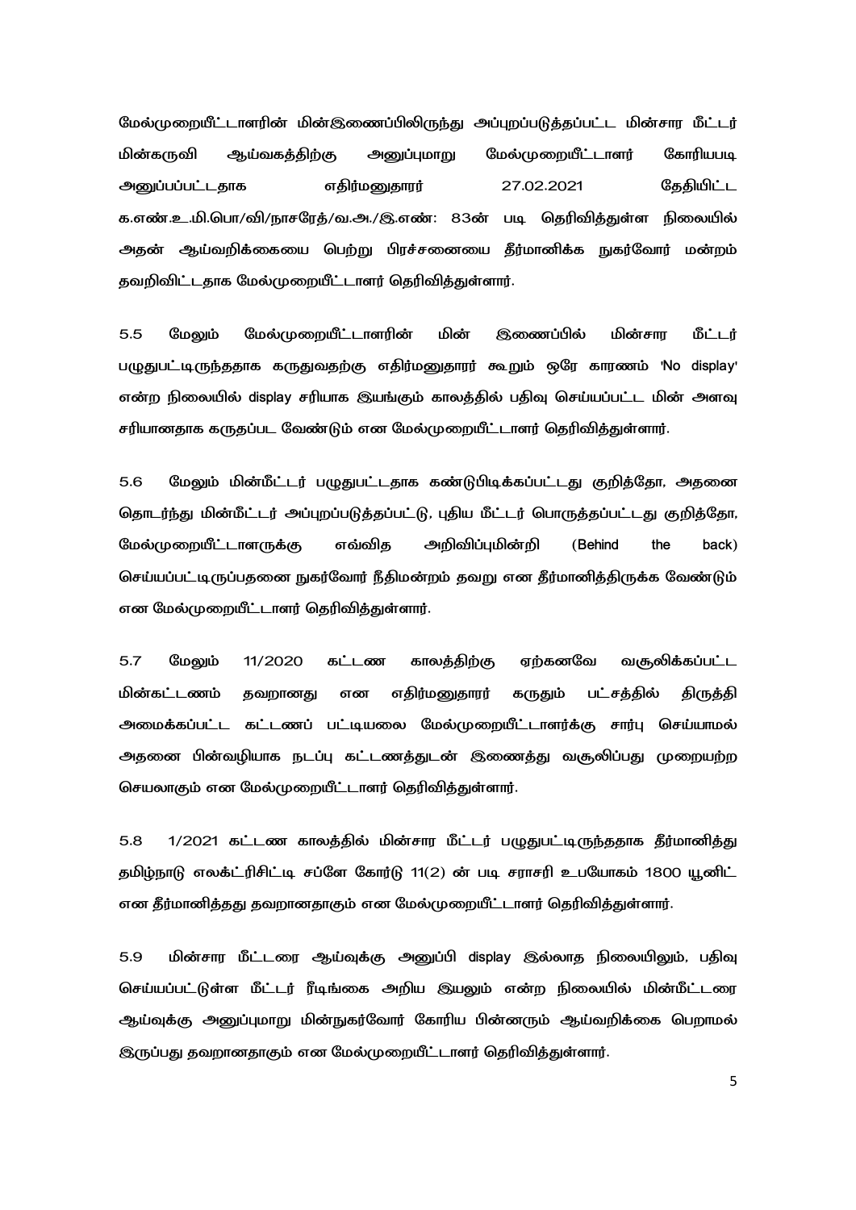மேல்முறையீட்டாளரின் மின்இணைப்பிலிருந்து அப்புறப்படுத்தப்பட்ட மின்சார மீட்டர் மின்கருவி ஆய்வகத்திற்கு அனுப்புமாறு மேல்முறையீட்டாளர் கோரியபடி அனுப்பப்பட்டதாக எதிர்மனுதாரர் 27.02.2021 தேதியிட்ட க.எண்.உ.மி.பொ/வி/நாசரேத்/வ.அ./இ.எண்: 83ன் படி தெரிவித்துள்ள நிலையில் அதன் ஆய்வறிக்கையை பெற்று பிரச்சனையை தீர்மானிக்க நுகர்வோர் மன்றம் தவறிவிட்டதாக மேல்முறையீட்டாளர் தெரிவித்துள்ளார்.

5.5 மேலும் மேல்முறையீட்டாளரின் மின் இணைப்பில் மின்சார மீட்டர் பழுதுபட்டிருந்ததாக கருதுவதற்கு எதிர்மனுதாரர் கூறும் ஒரே காரணம் 'No display' என்ற நிலையில் display சரியாக இயங்கும் காலத்தில் பதிவு செய்யப்பட்ட மின் அளவு சரியானதாக கருதப்பட வேண்டும் என மேல்முறையீட்டாளர் தெரிவித்துள்ளார்.

5.6 மேலும் மின்மீட்டர் பழுதுபட்டதாக கண்டுபிடிக்கப்பட்டது குறித்தோ, அதனை தொடர்ந்து மின்மீட்டர் அப்புறப்படுத்தப்பட்டு, புதிய மீட்டர் பொருத்தப்பட்டது குறித்தோ, மேல்முறையீட்டாளருக்கு எவ்வித அறிவிப்புமின்றி (Behind the back) செய்யப்பட்டிருப்பதனை நுகர்வோர் நீதிமன்றம் தவறு என தீர்மானித்திருக்க வேண்டும் என மேல்முறையீட்டாளர் தெரிவித்துள்ளார்.

5.7 மேலும் 11/2020 கட்டண காலத்திற்கு ஏற்கனவே வசூலிக்கப்பட்ட மின்கட்டணம் தவறானது என எதிர்மனுதாரர் கருதும் பட்சத்தில் திருத்தி அமைக்கப்பட்ட கட்டணப் பட்டியலை மேல்முறையீட்டாளர்க்கு சார்பு செய்யாமல் அதனை பின்வழியாக நடப்பு கட்டணத்துடன் இணைத்து வசூலிப்பது முறையற்ற செயலாகும் என மேல்முறையீட்டாளர் தெரிவித்துள்ளார்.

5.8 1/2021 கட்டண காலத்தில் மின்சார மீட்டர் பழுதுபட்டிருந்ததாக தீர்மானித்து தமிழ்நாடு எலக்ட்ரிசிட்டி சப்ளை கோர்டு 11(2) ன் படி சராசரி உபயோகம் 1800 யூனிட் என தீர்மானித்தது தவறானதாகும் என மேல்முறையீட்டாளர் தெரிவித்துள்ளார்.

5.9 மின்சார மீட்டரை ஆய்வுக்கு அனுப்பி display இல்லாத நிலையிலும், பதிவு செய்யப்பட்டுள்ள மீட்டர் ரீடிங்கை அறிய இயலும் என்ற நிலையில் மின்மீட்டரை ஆய்வுக்கு அனுப்புமாறு மின்நுகர்வோர் கோரிய பின்னரும் ஆய்வறிக்கை பெறாமல் இருப்பது தவறானதாகும் என மேல்முறையீட்டாளர் தெரிவித்துள்ளார்.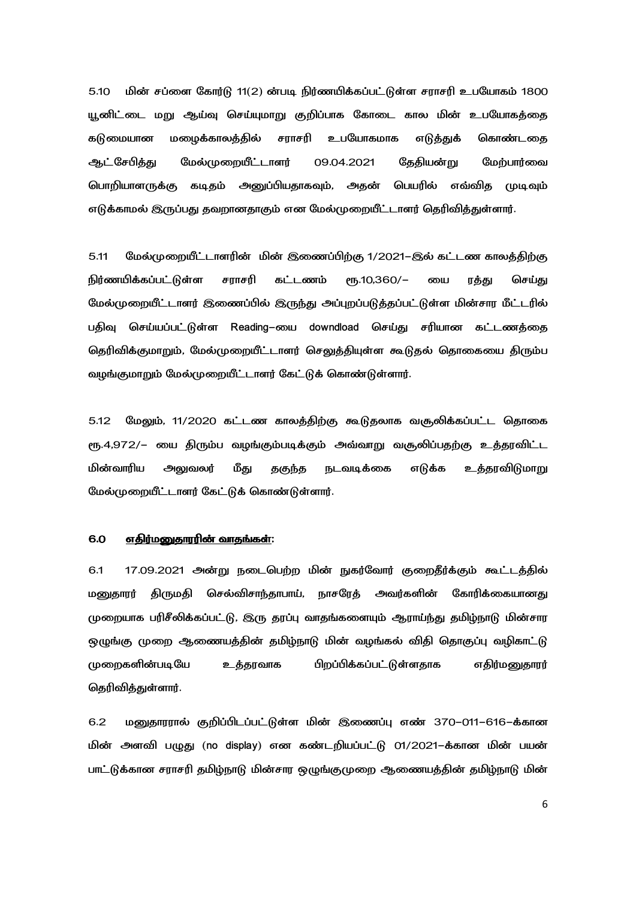5.10 மின் சப்ளை கோர்டு 11(2) ன்படி நிர்ணயிக்கப்பட்டுள்ள சராசரி உபயோகம் 1800 யூனிட்டை மறு ஆய்வு செய்யுமாறு குறிப்பாக கோடை கால மின் உபயோகத்தை கடுமையான மழைக்காலத்தில் சராசரி உபயோகமாக எடுத்துக் கொண்டதை ஆட்சேபித்து மேல்முறையீட்டாளர் 09.04.2021 தேதியன்று மேற்பார்வை பொறியாளருக்கு கடிதம் அனுப்பியதாகவும், அதன் பெயரில் எவ்வித முடிவும் எடுக்காமல் இருப்பது தவறானதாகும் என மேல்முறையீட்டாளர் தெரிவித்துள்ளார்.

5.11 மேல்முறையீட்டாளரின் மின் இணைப்பிற்கு 1/2021–இல் கட்டண காலத்திற்கு நிர்ணயிக்கப்பட்டுள்ள சராசரி கட்டணம் ரூ.10,360/– யை ரத்து செய்து மேல்முறையீட்டாளர் இணைப்பில் இருந்து அப்புறப்படுத்தப்பட்டுள்ள மின்சார மீட்டரில் பதிவு செய்யப்பட்டுள்ள Reading–யை downdload செய்து சரியான கட்டணத்தை தெரிவிக்குமாறும், மேல்முறையீட்டாளர் செலுத்தியுள்ள கூடுதல் தொகையை திரும்ப வழங்குமாறும் மேல்முறையீட்டாளர் கேட்டுக் கொண்டுள்ளார்.

5.12 மேலும், 11/2020 கட்டண காலத்திற்கு கூடுதலாக வசூலிக்கப்பட்ட தொகை ரூ.4,972/– யை திரும்ப வழங்கும்படிக்கும் அவ்வாறு வசூலிப்பதற்கு உத்தரவிட்ட மின்வாரிய அலுவலர் மீது தகுந்த நடவடிக்கை எடுக்க உத்தரவிடுமாறு மேல்முறையீட்டாளர் கேட்டுக் கொண்டுள்ளார்.

## 6.0 <u>எதிர்மனுதாரரின் வாதங்கள்:</u>

6.1 17.09.2021 அன்று நடைபெற்ற மின் நுகர்வோர் குறைதீர்க்கும் கூட்டத்தில் மனுதாரர் திருமதி செல்விசாந்தாபாய், நாசரேத் அவர்களின் கோரிக்கையானது முறையாக பரிசீலிக்கப்பட்டு, இரு தரப்பு வாதங்களையும் ஆராய்ந்து தமிழ்நாடு மின்சார ஒழுங்கு முறை ஆணையத்தின் தமிழ்நாடு மின் வழங்கல் விதி தொகுப்பு வழிகாட்டு முறைகளின்படியே உத்தரவாக பிறப்பிக்கப்பட்டுள்ளதாக எதிர்மனுதாரர் தெரிவித்துள்ளார்.

6.2 மனுதாரரால் குறிப்பிடப்பட்டுள்ள மின் இணைப்பு எண் 370–011–616–க்கான மின் அளவி பழுது (no display) என கண்டறியப்பட்டு 01/2021–க்கான மின் பயன் பாட்டுக்கான சராசரி தமிழ்நாடு மின்சார ஒழுங்குமுறை ஆணையத்தின் தமிழ்நாடு மின்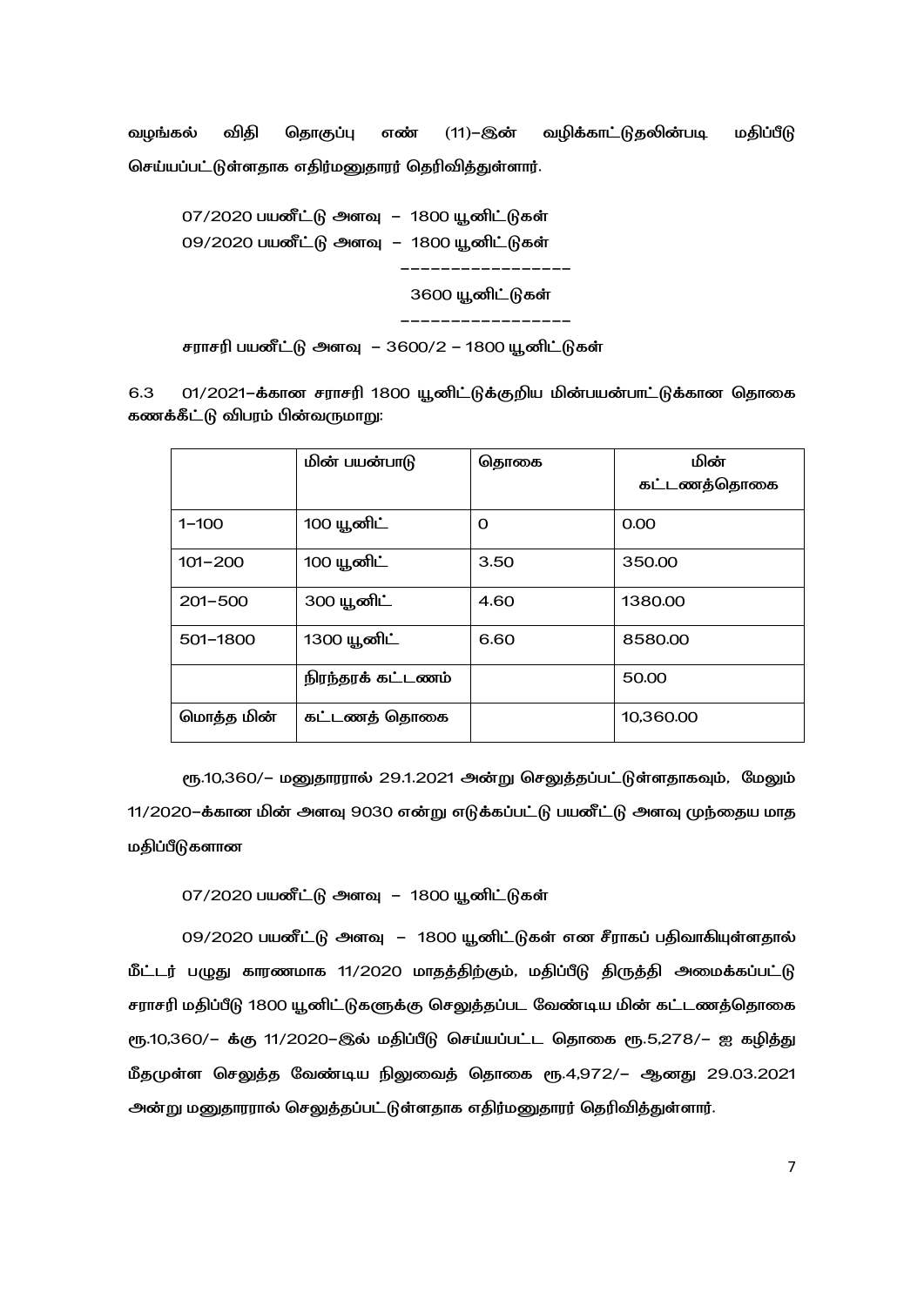வழங்கல் விதி தொகுப்பு எண் (11)–இன் வழிக்காட்டுதலின்படி மதிப்பீடு செய்யப்பட்டுள்ளதாக எதிர்மனுதாரர் தெரிவித்துள்ளார்.

07/2020 பயனீட்டு அளவு – 1800 யூனிட்டுகள்
09/2020 பயனீட்டு அளவு – 1800 யூனிட்டுகள்

-----------------

3600 யூனிட்டுகள்

-----------------

சராசரி பயனீட்டு அளவு – 3600/2 – 1800 யூனிட்டுகள்

6.3 01/2021–க்கான சராசரி 1800 யூனிட்டுக்குறிய மின்பயன்பாட்டுக்கான தொகை கணக்கீட்டு விபரம் பின்வருமாறு:

| | மின் பயன்பாடு | தொகை | மின் கட்டணத்தொகை |
|---|---|---|---|
| 1–100 | 100 யூனிட் | 0 | 0.00 |
| 101–200 | 100 யூனிட் | 3.50 | 350.00 |
| 201–500 | 300 யூனிட் | 4.60 | 1380.00 |
| 501–1800 | 1300 யூனிட் | 6.60 | 8580.00 |
| | நிரந்தரக் கட்டணம் | | 50.00 |
| மொத்த மின் | கட்டணத் தொகை | | 10,360.00 |

ரூ.10,360/– மனுதாரரால் 29.1.2021 அன்று செலுத்தப்பட்டுள்ளதாகவும், மேலும் 11/2020–க்கான மின் அளவு 9030 என்று எடுக்கப்பட்டு பயனீட்டு அளவு முந்தைய மாத மதிப்பீடுகளான

07/2020 பயனீட்டு அளவு – 1800 யூனிட்டுகள்

09/2020 பயனீட்டு அளவு – 1800 யூனிட்டுகள் என சீராகப் பதிவாகியுள்ளதால் மீட்டர் பழுது காரணமாக 11/2020 மாதத்திற்கும், மதிப்பீடு திருத்தி அமைக்கப்பட்டு சராசரி மதிப்பீடு 1800 யூனிட்டுகளுக்கு செலுத்தப்பட வேண்டிய மின் கட்டணத்தொகை ரூ.10,360/– க்கு 11/2020–இல் மதிப்பீடு செய்யப்பட்ட தொகை ரூ.5,278/– ஐ கழித்து மீதமுள்ள செலுத்த வேண்டிய நிலுவைத் தொகை ரூ.4,972/– ஆனது 29.03.2021 அன்று மனுதாரரால் செலுத்தப்பட்டுள்ளதாக எதிர்மனுதாரர் தெரிவித்துள்ளார்.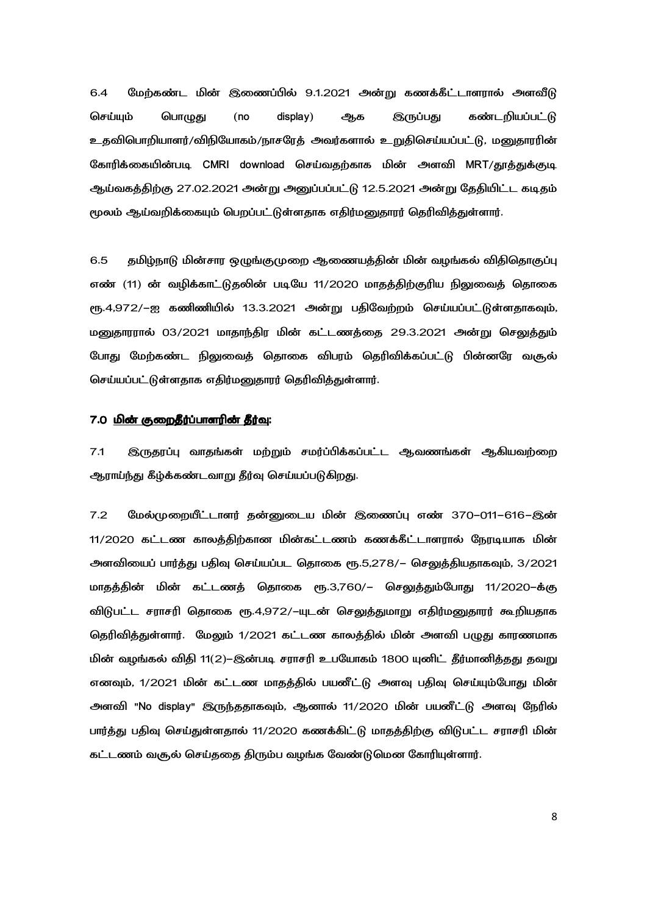6.4 மேற்கண்ட மின் இணைப்பில் 9.1.2021 அன்று கணக்கீட்டாளரால் அளவீடு செய்யும் பொழுது (no display) ஆக இருப்பது கண்டறியப்பட்டு உதவிபொறியாளர்/விநியோகம்/நாசரேத் அவர்களால் உறுதிசெய்யப்பட்டு, மனுதாரரின் கோரிக்கையின்படி CMRI download செய்வதற்காக மின் அளவி MRT/தூத்துக்குடி ஆய்வகத்திற்கு 27.02.2021 அன்று அனுப்பப்பட்டு 12.5.2021 அன்று தேதியிட்ட கடிதம் மூலம் ஆய்வறிக்கையும் பெறப்பட்டுள்ளதாக எதிர்மனுதாரர் தெரிவித்துள்ளார்.

6.5 தமிழ்நாடு மின்சார ஒழுங்குமுறை ஆணையத்தின் மின் வழங்கல் விதிதொகுப்பு எண் (11) ன் வழிக்காட்டுதலின் படியே 11/2020 மாதத்திற்குரிய நிலுவைத் தொகை ரூ.4,972/–ஐ கணினியில் 13.3.2021 அன்று பதிவேற்றம் செய்யப்பட்டுள்ளதாகவும், மனுதாரரால் 03/2021 மாதாந்திர மின் கட்டணத்தை 29.3.2021 அன்று செலுத்தும் போது மேற்கண்ட நிலுவைத் தொகை விபரம் தெரிவிக்கப்பட்டு பின்னரே வசூல் செய்யப்பட்டுள்ளதாக எதிர்மனுதாரர் தெரிவித்துள்ளார்.

### 7.0 <u>மின் குறைதீர்ப்பாளரின் தீர்வு:</u>

7.1 இருதரப்பு வாதங்கள் மற்றும் சமர்ப்பிக்கப்பட்ட ஆவணங்கள் ஆகியவற்றை ஆராய்ந்து கீழ்க்கண்டவாறு தீர்வு செய்யப்படுகிறது.

7.2 மேல்முறையீட்டாளர் தன்னுடைய மின் இணைப்பு எண் 370–011–616–இன் 11/2020 கட்டண காலத்திற்கான மின்கட்டணம் கணக்கீட்டாளரால் நேரடியாக மின் அளவியைப் பார்த்து பதிவு செய்யப்பட தொகை ரூ.5,278/– செலுத்தியதாகவும், 3/2021 மாதத்தின் மின் கட்டணத் தொகை ரூ.3,760/– செலுத்தும்போது 11/2020–க்கு விடுபட்ட சராசரி தொகை ரூ.4,972/–யுடன் செலுத்துமாறு எதிர்மனுதாரர் கூறியதாக தெரிவித்துள்ளார். மேலும் 1/2021 கட்டண காலத்தில் மின் அளவி பழுது காரணமாக மின் வழங்கல் விதி 11(2)–இன்படி சராசரி உபயோகம் 1800 யுனிட் தீர்மானித்தது தவறு எனவும், 1/2021 மின் கட்டண மாதத்தில் பயனீட்டு அளவு பதிவு செய்யும்போது மின் அளவி "No display" இருந்ததாகவும், ஆனால் 11/2020 மின் பயனீட்டு அளவு நேரில் பார்த்து பதிவு செய்துள்ளதால் 11/2020 கணக்கிட்டு மாதத்திற்கு விடுபட்ட சராசரி மின் கட்டணம் வசூல் செய்ததை திரும்ப வழங்க வேண்டுமென கோரியுள்ளார்.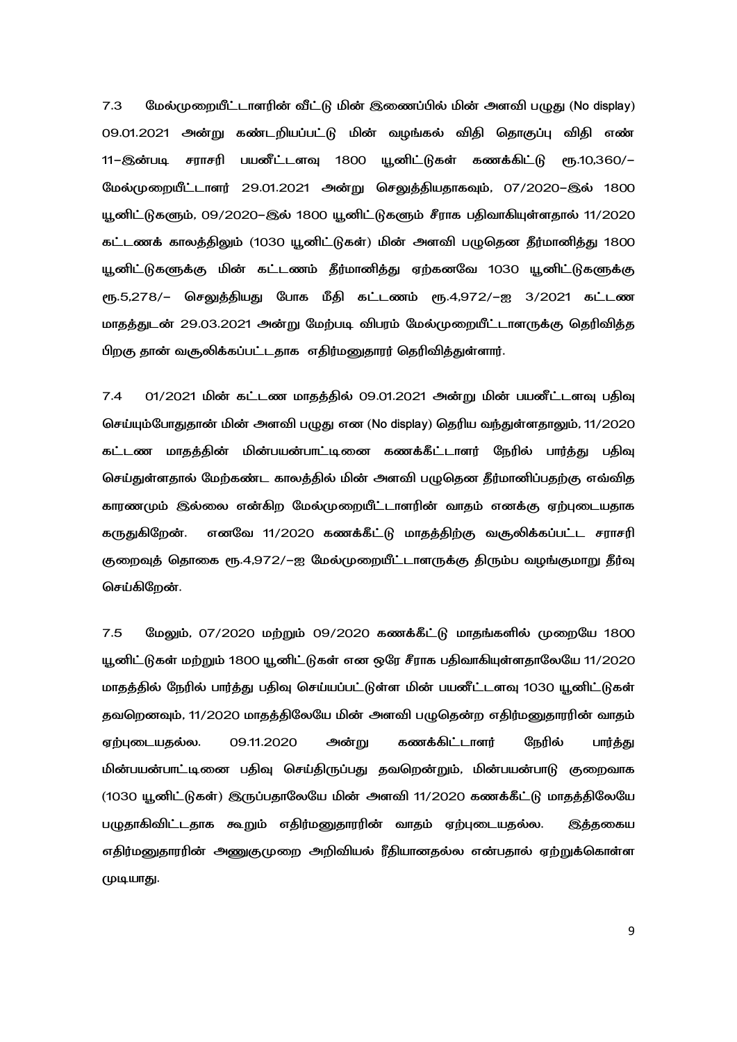7.3 மேல்முறையீட்டாளரின் வீட்டு மின் இணைப்பில் மின் அளவி பழுது (No display) 09.01.2021 அன்று கண்டறியப்பட்டு மின் வழங்கல் விதி தொகுப்பு விதி எண் 11–இன்படி சராசரி பயனீட்டளவு 1800 யூனிட்டுகள் கணக்கிட்டு ரூ.10,360/– மேல்முறையீட்டாளர் 29.01.2021 அன்று செலுத்தியதாகவும், 07/2020–இல் 1800 யூனிட்டுகளும், 09/2020–இல் 1800 யூனிட்டுகளும் சீராக பதிவாகியுள்ளதால் 11/2020 கட்டணக் காலத்திலும் (1030 யூனிட்டுகள்) மின் அளவி பழுதென தீர்மானித்து 1800 யூனிட்டுகளுக்கு மின் கட்டணம் தீர்மானித்து ஏற்கனவே 1030 யூனிட்டுகளுக்கு ரூ.5,278/– செலுத்தியது போக மீதி கட்டணம் ரூ.4,972/–ஐ 3/2021 கட்டண மாதத்துடன் 29.03.2021 அன்று மேற்படி விபரம் மேல்முறையீட்டாளருக்கு தெரிவித்த பிறகு தான் வசூலிக்கப்பட்டதாக எதிர்மனுதாரர் தெரிவித்துள்ளார்.

7.4 01/2021 மின் கட்டண மாதத்தில் 09.01.2021 அன்று மின் பயனீட்டளவு பதிவு செய்யும்போதுதான் மின் அளவி பழுது என (No display) தெரிய வந்துள்ளதாலும், 11/2020 கட்டண மாதத்தின் மின்பயன்பாட்டினை கணக்கீட்டாளர் நேரில் பார்த்து பதிவு செய்துள்ளதால் மேற்கண்ட காலத்தில் மின் அளவி பழுதென தீர்மானிப்பதற்கு எவ்வித காரணமும் இல்லை என்கிற மேல்முறையீட்டாளரின் வாதம் எனக்கு ஏற்புடையதாக கருதுகிறேன். எனவே 11/2020 கணக்கீட்டு மாதத்திற்கு வசூலிக்கப்பட்ட சராசரி குறைவுத் தொகை ரூ.4,972/–ஐ மேல்முறையீட்டாளருக்கு திரும்ப வழங்குமாறு தீர்வு செய்கிறேன்.

7.5 மேலும், 07/2020 மற்றும் 09/2020 கணக்கீட்டு மாதங்களில் முறையே 1800 யூனிட்டுகள் மற்றும் 1800 யூனிட்டுகள் என ஒரே சீராக பதிவாகியுள்ளதாலேயே 11/2020 மாதத்தில் நேரில் பார்த்து பதிவு செய்யப்பட்டுள்ள மின் பயனீட்டளவு 1030 யூனிட்டுகள் தவறெனவும், 11/2020 மாதத்திலேயே மின் அளவி பழுதென்ற எதிர்மனுதாரரின் வாதம் ஏற்புடையதல்ல. 09.11.2020 அன்று கணக்கிட்டாளர் நேரில் பார்த்து மின்பயன்பாட்டினை பதிவு செய்திருப்பது தவறென்றும், மின்பயன்பாடு குறைவாக (1030 யூனிட்டுகள்) இருப்பதாலேயே மின் அளவி 11/2020 கணக்கீட்டு மாதத்திலேயே பழுதாகிவிட்டதாக கூறும் எதிர்மனுதாரரின் வாதம் ஏற்புடையதல்ல. இத்தகைய எதிர்மனுதாரரின் அணுகுமுறை அறிவியல் ரீதியானதல்ல என்பதால் ஏற்றுக்கொள்ள முடியாது.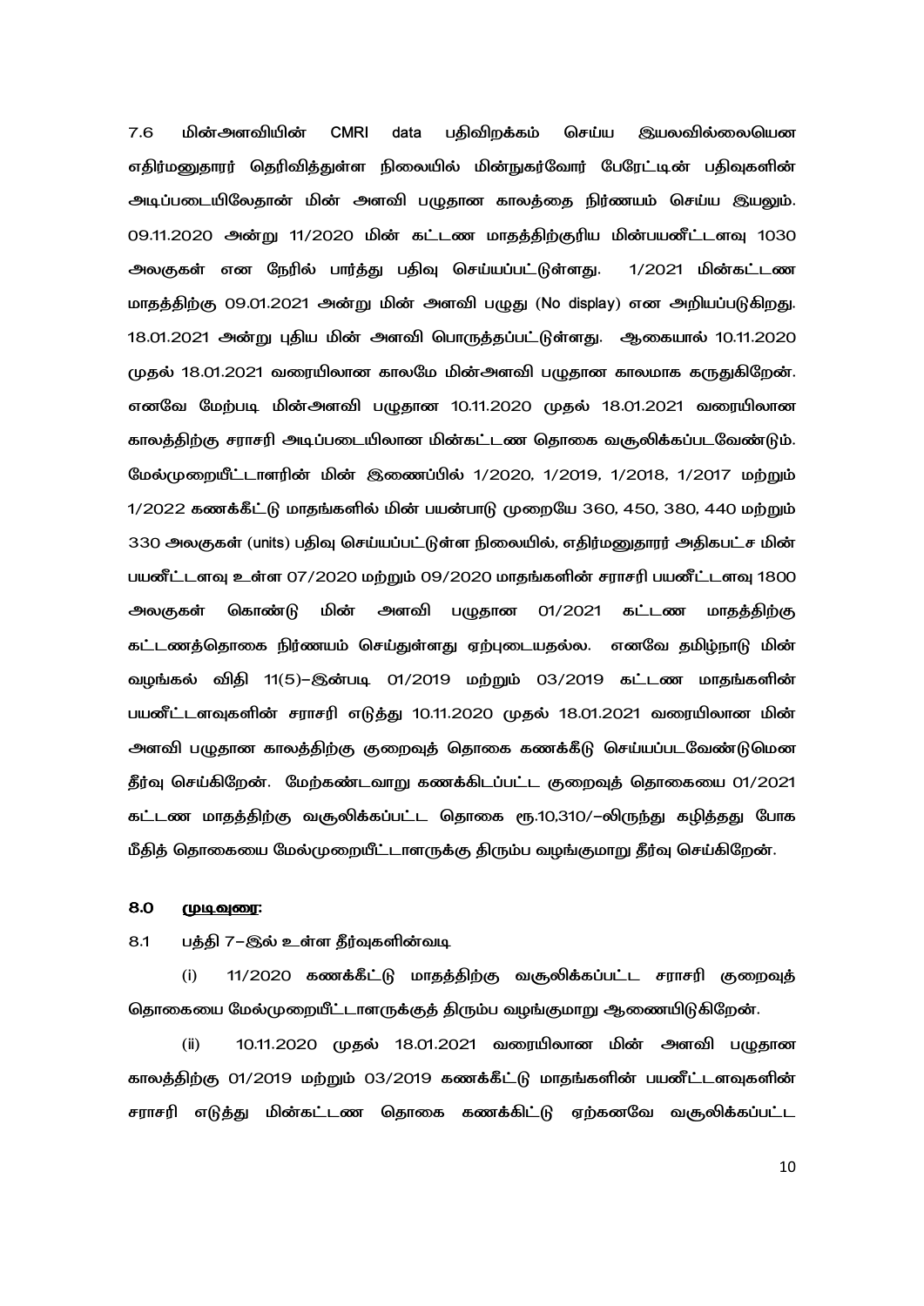7.6 மின்அளவியின் CMRI data பதிவிறக்கம் செய்ய இயலவில்லையென எதிர்மனுதாரர் தெரிவித்துள்ள நிலையில் மின்நுகர்வோர் பேரேட்டின் பதிவுகளின் அடிப்படையிலேதான் மின் அளவி பழுதான காலத்தை நிர்ணயம் செய்ய இயலும். 09.11.2020 அன்று 11/2020 மின் கட்டண மாதத்திற்குரிய மின்பயனீட்டளவு 1030 அலகுகள் என நேரில் பார்த்து பதிவு செய்யப்பட்டுள்ளது. 1/2021 மின்கட்டண மாதத்திற்கு 09.01.2021 அன்று மின் அளவி பழுது (No display) என அறியப்படுகிறது. 18.01.2021 அன்று புதிய மின் அளவி பொருத்தப்பட்டுள்ளது. ஆகையால் 10.11.2020 முதல் 18.01.2021 வரையிலான காலமே மின்அளவி பழுதான காலமாக கருதுகிறேன். எனவே மேற்படி மின்அளவி பழுதான 10.11.2020 முதல் 18.01.2021 வரையிலான காலத்திற்கு சராசரி அடிப்படையிலான மின்கட்டண தொகை வசூலிக்கப்படவேண்டும். மேல்முறையீட்டாளரின் மின் இணைப்பில் 1/2020, 1/2019, 1/2018, 1/2017 மற்றும் 1/2022 கணக்கீட்டு மாதங்களில் மின் பயன்பாடு முறையே 360, 450, 380, 440 மற்றும் 330 அலகுகள் (units) பதிவு செய்யப்பட்டுள்ள நிலையில், எதிர்மனுதாரர் அதிகபட்ச மின் பயனீட்டளவு உள்ள 07/2020 மற்றும் 09/2020 மாதங்களின் சராசரி பயனீட்டளவு 1800 அலகுகள் கொண்டு மின் அளவி பழுதான 01/2021 கட்டண மாதத்திற்கு கட்டணத்தொகை நிர்ணயம் செய்துள்ளது ஏற்புடையதல்ல. எனவே தமிழ்நாடு மின் வழங்கல் விதி 11(5)–இன்படி 01/2019 மற்றும் 03/2019 கட்டண மாதங்களின் பயனீட்டளவுகளின் சராசரி எடுத்து 10.11.2020 முதல் 18.01.2021 வரையிலான மின் அளவி பழுதான காலத்திற்கு குறைவுத் தொகை கணக்கீடு செய்யப்படவேண்டுமென தீர்வு செய்கிறேன். மேற்கண்டவாறு கணக்கிடப்பட்ட குறைவுத் தொகையை 01/2021 கட்டண மாதத்திற்கு வசூலிக்கப்பட்ட தொகை ரூ.10,310/–லிருந்து கழித்தது போக மீதித் தொகையை மேல்முறையீட்டாளருக்கு திரும்ப வழங்குமாறு தீர்வு செய்கிறேன்.

## 8.0 முடிவுரை:

8.1 பத்தி 7–இல் உள்ள தீர்வுகளின்படி

(i) 11/2020 கணக்கீட்டு மாதத்திற்கு வசூலிக்கப்பட்ட சராசரி குறைவுத் தொகையை மேல்முறையீட்டாளருக்குத் திரும்ப வழங்குமாறு ஆணையிடுகிறேன்.

(ii) 10.11.2020 முதல் 18.01.2021 வரையிலான மின் அளவி பழுதான காலத்திற்கு 01/2019 மற்றும் 03/2019 கணக்கீட்டு மாதங்களின் பயனீட்டளவுகளின் சராசரி எடுத்து மின்கட்டண தொகை கணக்கிட்டு ஏற்கனவே வசூலிக்கப்பட்ட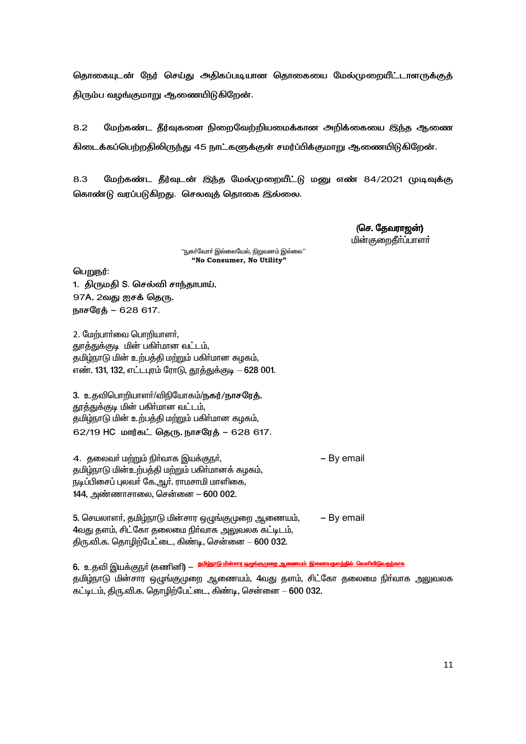தொகையுடன் நேர் செய்து அதிகப்படியான தொகையை மேல்முறையீட்டாளருக்குத் திரும்ப வழங்குமாறு ஆணையிடுகிறேன்.

8.2 மேற்கண்ட தீர்வுகளை நிறைவேற்றியமைக்கான அறிக்கையை இந்த ஆணை கிடைக்கப்பெற்றதிலிருந்து 45 நாட்களுக்குள் சமர்ப்பிக்குமாறு ஆணையிடுகிறேன்.

8.3 மேற்கண்ட தீர்வுடன் இந்த மேல்முறையீட்டு மனு எண் 84/2021 முடிவுக்கு கொண்டு வரப்படுகிறது. செலவுத் தொகை இல்லை.

**(செ. தேவராஜன்)**
மின்குறைதீர்ப்பாளர்

"நுகர்வோர் இல்லையேல், நிறுவனம் இல்லை"
**"No Consumer, No Utility"**

பெறுநர்:

1. திருமதி S. செல்வி சாந்தாபாய்,
97A, 2வது ஐசக் தெரு,
நாசரேத் – 628 617.

2. மேற்பார்வை பொறியாளர்,
தூத்துக்குடி மின் பகிர்மான வட்டம்,
தமிழ்நாடு மின் உற்பத்தி மற்றும் பகிர்மான கழகம்,
எண். 131, 132, எட்டயபுரம் ரோடு, தூத்துக்குடி – 628 001.

3. உதவிபொறியாளர்/விநியோகம்/நகர்/நாசரேத்,
தூத்துக்குடி மின் பகிர்மான வட்டம்,
தமிழ்நாடு மின் உற்பத்தி மற்றும் பகிர்மான கழகம்,
62/19 HC மார்கட் தெரு, நாசரேத் – 628 617.

4. தலைவர் மற்றும் நிர்வாக இயக்குநர், – By email
தமிழ்நாடு மின்உற்பத்தி மற்றும் பகிர்மானக் கழகம்,
நடிப்பிசைப் புலவர் கே.ஆர். ராமசாமி மாளிகை,
144, அண்ணாசாலை, சென்னை – 600 002.

5. செயலாளர், தமிழ்நாடு மின்சார ஒழுங்குமுறை ஆணையம், – By email
4வது தளம், சிட்கோ தலைமை நிர்வாக அலுவலக கட்டிடம்,
திரு.வி.க. தொழிற்பேட்டை, கிண்டி, சென்னை – 600 032.

6. உதவி இயக்குநர் (கணினி) – தமிழ்நாடு மின்சார ஒழுங்குமுறை ஆணையம் இணையதளத்தில் வெளியிடுவதற்காக
தமிழ்நாடு மின்சார ஒழுங்குமுறை ஆணையம், 4வது தளம், சிட்கோ தலைமை நிர்வாக அலுவலக கட்டிடம், திரு.வி.க. தொழிற்பேட்டை, கிண்டி, சென்னை – 600 032.